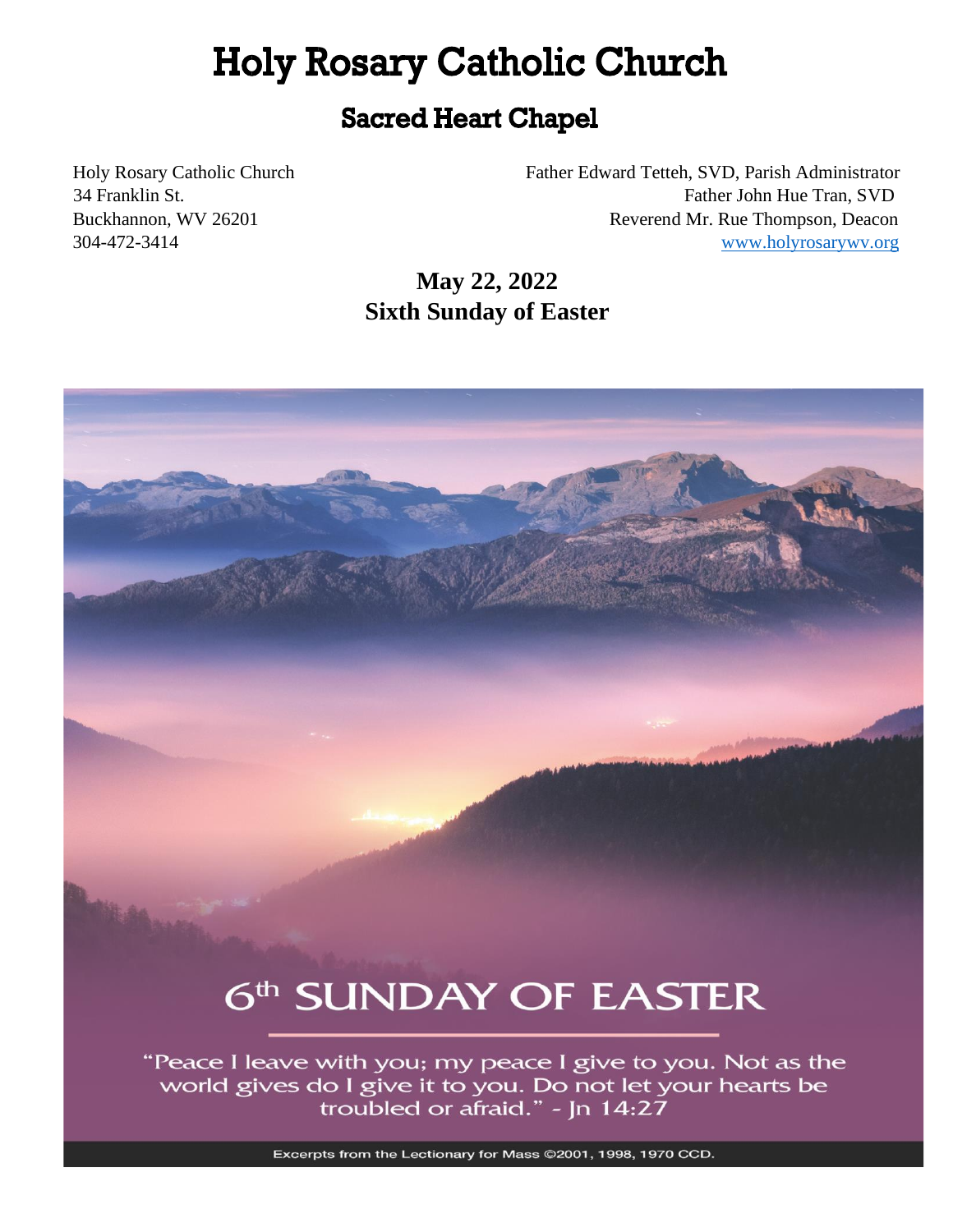# Holy Rosary Catholic Church

## Sacred Heart Chapel

Holy Rosary Catholic Church
34 Franklin St.
Buckhannon, WV 26201
304-472-3414

Father Edward Tetteh, SVD, Parish Administrator
Father John Hue Tran, SVD
Reverend Mr. Rue Thompson, Deacon
www.holyrosarywv.org

**May 22, 2022**
**Sixth Sunday of Easter**

# 6th SUNDAY OF EASTER

"Peace I leave with you; my peace I give to you. Not as the world gives do I give it to you. Do not let your hearts be troubled or afraid." - Jn 14:27

Excerpts from the Lectionary for Mass ©2001, 1998, 1970 CCD.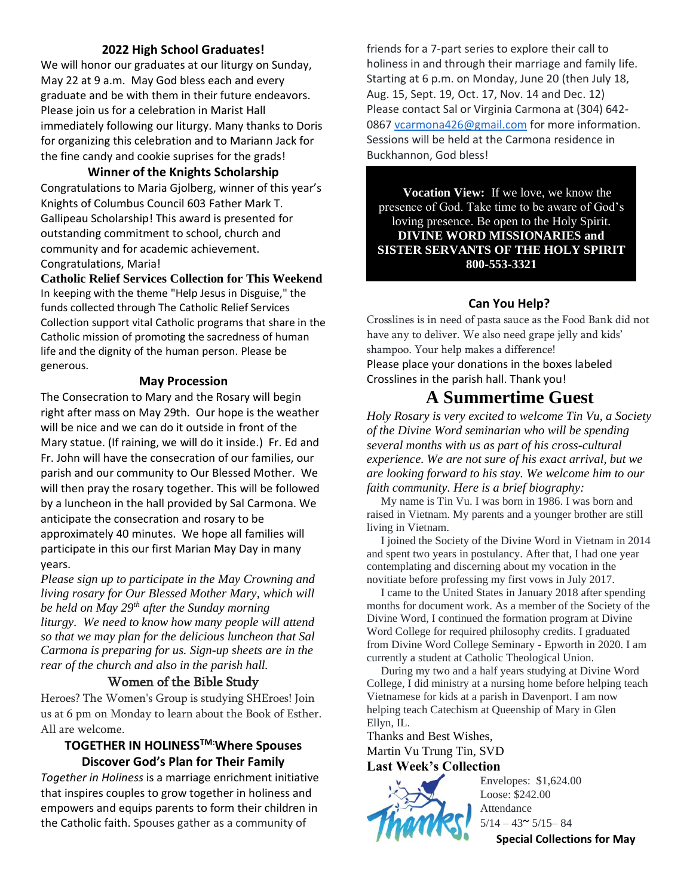## 2022 High School Graduates!

We will honor our graduates at our liturgy on Sunday, May 22 at 9 a.m. May God bless each and every graduate and be with them in their future endeavors. Please join us for a celebration in Marist Hall immediately following our liturgy. Many thanks to Doris for organizing this celebration and to Mariann Jack for the fine candy and cookie suprises for the grads!

## Winner of the Knights Scholarship

Congratulations to Maria Gjolberg, winner of this year's Knights of Columbus Council 603 Father Mark T. Gallipeau Scholarship! This award is presented for outstanding commitment to school, church and community and for academic achievement. Congratulations, Maria!

## Catholic Relief Services Collection for This Weekend

In keeping with the theme "Help Jesus in Disguise," the funds collected through The Catholic Relief Services Collection support vital Catholic programs that share in the Catholic mission of promoting the sacredness of human life and the dignity of the human person. Please be generous.

## May Procession

The Consecration to Mary and the Rosary will begin right after mass on May 29th. Our hope is the weather will be nice and we can do it outside in front of the Mary statue. (If raining, we will do it inside.) Fr. Ed and Fr. John will have the consecration of our families, our parish and our community to Our Blessed Mother. We will then pray the rosary together. This will be followed by a luncheon in the hall provided by Sal Carmona. We anticipate the consecration and rosary to be approximately 40 minutes. We hope all families will participate in this our first Marian May Day in many years.

*Please sign up to participate in the May Crowning and living rosary for Our Blessed Mother Mary, which will be held on May 29th after the Sunday morning liturgy. We need to know how many people will attend so that we may plan for the delicious luncheon that Sal Carmona is preparing for us. Sign-up sheets are in the rear of the church and also in the parish hall.*

## Women of the Bible Study

Heroes? The Women's Group is studying SHEroes! Join us at 6 pm on Monday to learn about the Book of Esther. All are welcome.

## TOGETHER IN HOLINESS™: Where Spouses Discover God's Plan for Their Family

*Together in Holiness* is a marriage enrichment initiative that inspires couples to grow together in holiness and empowers and equips parents to form their children in the Catholic faith. Spouses gather as a community of friends for a 7-part series to explore their call to holiness in and through their marriage and family life. Starting at 6 p.m. on Monday, June 20 (then July 18, Aug. 15, Sept. 19, Oct. 17, Nov. 14 and Dec. 12) Please contact Sal or Virginia Carmona at (304) 642-0867 vcarmona426@gmail.com for more information. Sessions will be held at the Carmona residence in Buckhannon, God bless!

**Vocation View:** If we love, we know the presence of God. Take time to be aware of God's loving presence. Be open to the Holy Spirit.
**DIVINE WORD MISSIONARIES and SISTER SERVANTS OF THE HOLY SPIRIT**
**800-553-3321**

## Can You Help?

Crosslines is in need of pasta sauce as the Food Bank did not have any to deliver. We also need grape jelly and kids' shampoo. Your help makes a difference!
Please place your donations in the boxes labeled Crosslines in the parish hall. Thank you!

# A Summertime Guest

*Holy Rosary is very excited to welcome Tin Vu, a Society of the Divine Word seminarian who will be spending several months with us as part of his cross-cultural experience. We are not sure of his exact arrival, but we are looking forward to his stay. We welcome him to our faith community. Here is a brief biography:*

My name is Tin Vu. I was born in 1986. I was born and raised in Vietnam. My parents and a younger brother are still living in Vietnam.

I joined the Society of the Divine Word in Vietnam in 2014 and spent two years in postulancy. After that, I had one year contemplating and discerning about my vocation in the novitiate before professing my first vows in July 2017.

I came to the United States in January 2018 after spending months for document work. As a member of the Society of the Divine Word, I continued the formation program at Divine Word College for required philosophy credits. I graduated from Divine Word College Seminary - Epworth in 2020. I am currently a student at Catholic Theological Union.

During my two and a half years studying at Divine Word College, I did ministry at a nursing home before helping teach Vietnamese for kids at a parish in Davenport. I am now helping teach Catechism at Queenship of Mary in Glen Ellyn, IL.

Thanks and Best Wishes,
Martin Vu Trung Tin, SVD

## Last Week's Collection

Envelopes: $1,624.00
Loose: $242.00
Attendance
5/14 – 43~ 5/15– 84

**Special Collections for May**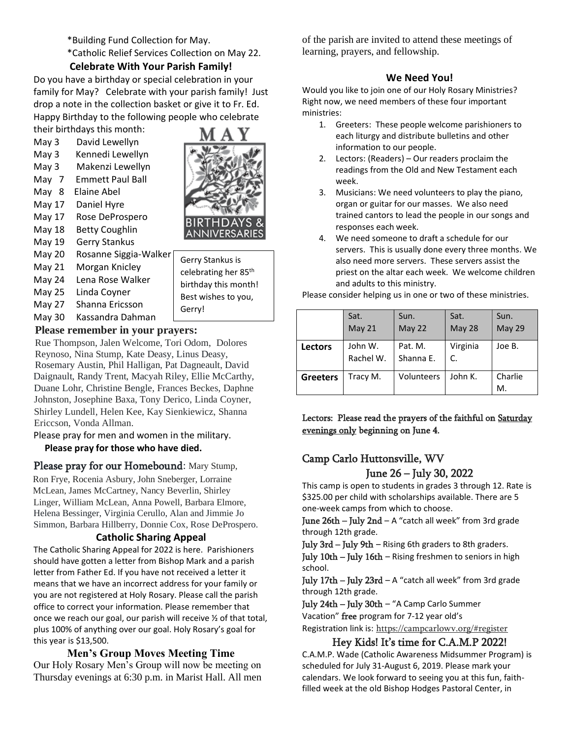*Building Fund Collection for May.

*Catholic Relief Services Collection on May 22.

**Celebrate With Your Parish Family!**

Do you have a birthday or special celebration in your family for May? Celebrate with your parish family! Just drop a note in the collection basket or give it to Fr. Ed. Happy Birthday to the following people who celebrate their birthdays this month:

May 3 David Lewellyn
May 3 Kennedi Lewellyn
May 3 Makenzi Lewellyn
May 7 Emmett Paul Ball
May 8 Elaine Abel
May 17 Daniel Hyre
May 17 Rose DeProspero
May 18 Betty Coughlin
May 19 Gerry Stankus
May 20 Rosanne Siggia-Walker
May 21 Morgan Knicley
May 24 Lena Rose Walker
May 25 Linda Coyner
May 27 Shanna Ericsson
May 30 Kassandra Dahman

Gerry Stankus is celebrating her 85th birthday this month! Best wishes to you, Gerry!

**Please remember in your prayers:**

Rue Thompson, Jalen Welcome, Tori Odom, Dolores Reynoso, Nina Stump, Kate Deasy, Linus Deasy, Rosemary Austin, Phil Halligan, Pat Dagneault, David Daignault, Randy Trent, Macyah Riley, Ellie McCarthy, Duane Lohr, Christine Bengle, Frances Beckes, Daphne Johnston, Josephine Baxa, Tony Derico, Linda Coyner, Shirley Lundell, Helen Kee, Kay Sienkiewicz, Shanna Ericcson, Vonda Allman.

Please pray for men and women in the military.

**Please pray for those who have died.**

Please pray for our Homebound: Mary Stump, Ron Frye, Rocenia Asbury, John Sneberger, Lorraine McLean, James McCartney, Nancy Beverlin, Shirley Linger, William McLean, Anna Powell, Barbara Elmore, Helena Bessinger, Virginia Cerullo, Alan and Jimmie Jo Simmon, Barbara Hillberry, Donnie Cox, Rose DeProspero.

**Catholic Sharing Appeal**

The Catholic Sharing Appeal for 2022 is here. Parishioners should have gotten a letter from Bishop Mark and a parish letter from Father Ed. If you have not received a letter it means that we have an incorrect address for your family or you are not registered at Holy Rosary. Please call the parish office to correct your information. Please remember that once we reach our goal, our parish will receive ½ of that total, plus 100% of anything over our goal. Holy Rosary's goal for this year is $13,500.

**Men's Group Moves Meeting Time**

Our Holy Rosary Men's Group will now be meeting on Thursday evenings at 6:30 p.m. in Marist Hall. All men of the parish are invited to attend these meetings of learning, prayers, and fellowship.

**We Need You!**

Would you like to join one of our Holy Rosary Ministries? Right now, we need members of these four important ministries:

1. Greeters: These people welcome parishioners to each liturgy and distribute bulletins and other information to our people.
2. Lectors: (Readers) – Our readers proclaim the readings from the Old and New Testament each week.
3. Musicians: We need volunteers to play the piano, organ or guitar for our masses. We also need trained cantors to lead the people in our songs and responses each week.
4. We need someone to draft a schedule for our servers. This is usually done every three months. We also need more servers. These servers assist the priest on the altar each week. We welcome children and adults to this ministry.

Please consider helping us in one or two of these ministries.

| | Sat. May 21 | Sun. May 22 | Sat. May 28 | Sun. May 29 |
|---|---|---|---|---|
| **Lectors** | John W. Rachel W. | Pat. M. Shanna E. | Virginia C. | Joe B. |
| **Greeters** | Tracy M. | Volunteers | John K. | Charlie M. |

Lectors: Please read the prayers of the faithful on Saturday evenings only beginning on June 4.

## Camp Carlo Huttonsville, WV

### June 26 – July 30, 2022

This camp is open to students in grades 3 through 12. Rate is $325.00 per child with scholarships available. There are 5 one-week camps from which to choose.

June 26th – July 2nd – A "catch all week" from 3rd grade through 12th grade.

July 3rd – July 9th – Rising 6th graders to 8th graders.

July 10th – July 16th – Rising freshmen to seniors in high school.

July 17th – July 23rd – A "catch all week" from 3rd grade through 12th grade.

July 24th – July 30th – "A Camp Carlo Summer Vacation" free program for 7-12 year old's

Registration link is: https://campcarlowv.org/#register

### Hey Kids! It's time for C.A.M.P 2022!

C.A.M.P. Wade (Catholic Awareness Midsummer Program) is scheduled for July 31-August 6, 2019. Please mark your calendars. We look forward to seeing you at this fun, faith-filled week at the old Bishop Hodges Pastoral Center, in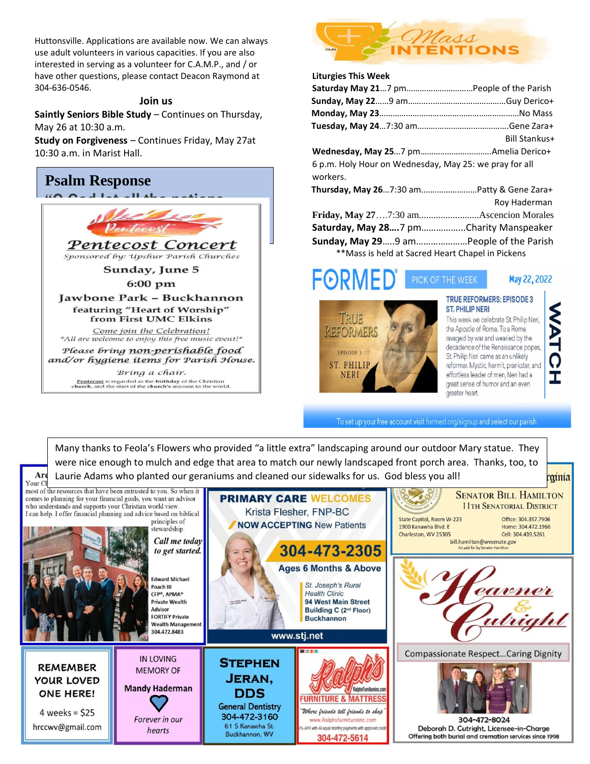Huttonsville. Applications are available now. We can always use adult volunteers in various capacities. If you are also interested in serving as a volunteer for C.A.M.P., and / or have other questions, please contact Deacon Raymond at 304-636-0546.

## Join us

**Saintly Seniors Bible Study** – Continues on Thursday, May 26 at 10:30 a.m.

**Study on Forgiveness** – Continues Friday, May 27at 10:30 a.m. in Marist Hall.

## Psalm Response

"O God let all the nations

### Pentecost Concert

*Sponsored by: Upshur Parish Churches*

**Sunday, June 5**

**6:00 pm**

**Jawbone Park – Buckhannon**

**featuring "Heart of Worship" from First UMC Elkins**

*Come join the Celebration!*

*\*All are welcome to enjoy this free music event!\**

*Please bring non-perishable food and/or hygiene items for Parish House.*

*Bring a chair.*

Pentecost is regarded as the birthday of the Christian church, and the start of the church's mission to the world.

## Mass Intentions

**Liturgies This Week**

**Saturday May 21**…7 pm……………………………People of the Parish

**Sunday, May 22**……9 am…………………………………………Guy Derico+

**Monday, May 23**……………………………………………………………No Mass

**Tuesday, May 24**…7:30 am…………………………………………Gene Zara+
Bill Stankus+

**Wednesday, May 25**…7 pm…………………………….Amelia Derico+

6 p.m. Holy Hour on Wednesday, May 25: we pray for all workers.

**Thursday, May 26**…7:30 am……………………….Patty & Gene Zara+
Roy Haderman

**Friday, May 27**….7:30 am………………………Ascencion Morales

**Saturday, May 28….**7 pm………………Charity Manspeaker

**Sunday, May 29**…..9 am…………………People of the Parish

\*\*Mass is held at Sacred Heart Chapel in Pickens

## FORMED — PICK OF THE WEEK — May 22, 2022

**TRUE REFORMERS: EPISODE 3 ST. PHILIP NERI**

This week we celebrate St. Philip Neri, the Apostle of Rome. To a Rome ravaged by war and wearied by the decadence of the Renaissance popes, St. Philip Neri came as an unlikely reformer. Mystic, hermit, prankster, and effortless leader of men, Neri had a great sense of humor and an even greater heart.

WATCH

To set up your free account visit formed.org/signup and select our parish.

Many thanks to Feola's Flowers who provided "a little extra" landscaping around our outdoor Mary statue. They were nice enough to mulch and edge that area to match our newly landscaped front porch area. Thanks, too, to Laurie Adams who planted our geraniums and cleaned our sidewalks for us. God bless you all!

---

most of the resources that have been entrusted to you. So when it comes to planning for your financial goals, you want an advisor who understands and supports your Christian world view. I can help. I offer financial planning and advice based on biblical principles of stewardship.

*Call me today to get started.*

Edward Michael Poach III
CFP®, APMA®
Private Wealth Advisor
FORTIFY Private Wealth Management
304.472.8483

**PRIMARY CARE WELCOMES**
Krista Flesher, FNP-BC
NOW ACCEPTING New Patients
**304-473-2305**
Ages 6 Months & Above
St. Joseph's Rural Health Clinic
94 West Main Street
Building C (2nd Floor)
Buckhannon
www.stj.net

**SENATOR BILL HAMILTON**
11TH SENATORIAL DISTRICT
State Capitol, Room W-223
1900 Kanawha Blvd. E
Charleston, WV 25305
Office: 304.357.7906
Home: 304.472.1966
Cell: 304.439.5261
bill.hamilton@wvsenate.gov
Ad paid for by Senator Hamilton

**Heavner & Cutright**
Compassionate Respect…Caring Dignity
304-472-8024
Deborah D. Cutright, Licensee-in-Charge
Offering both burial and cremation services since 1998

**REMEMBER YOUR LOVED ONE HERE!**
4 weeks = $25
hrccwv@gmail.com

IN LOVING MEMORY OF
**Mandy Haderman**
*Forever in our hearts*

**STEPHEN JERAN, DDS**
General Dentistry
304-472-3160
61 S Kanawha St.
Buckhannon, WV

**Ralph's FURNITURE & MATTRESS**
RalphsFurnitureinc.com
*"Where friends tell friends to shop"*
www.Ralphsfurnitureinc.com
0% APR with 48 equal monthly payments with approved credit
304-472-5614